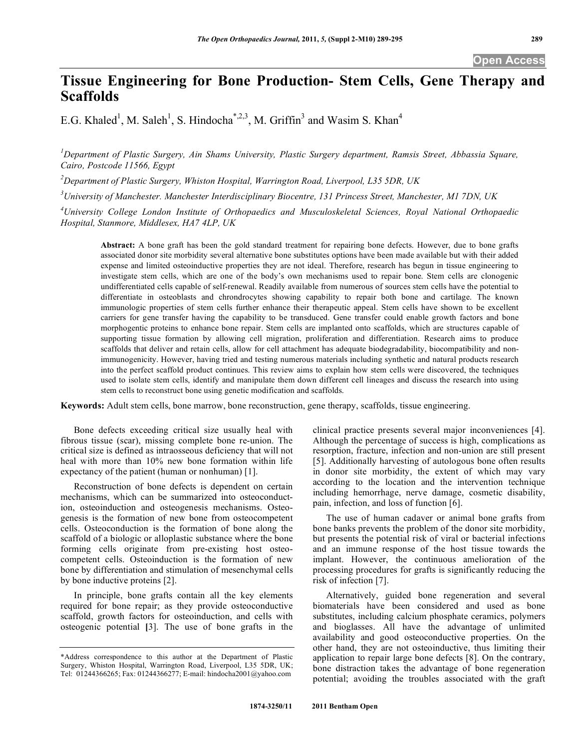# Tissue Engineering for Bone Production- Stem Cells, Gene Therapy and Scaffolds

E.G. Khaled[1], M. Saleh[1], S. Hindocha[*,2,3], M. Griffin[3] and Wasim S. Khan[4]

[1]*Department of Plastic Surgery, Ain Shams University, Plastic Surgery department, Ramsis Street, Abbassia Square, Cairo, Postcode 11566, Egypt*

[2]*Department of Plastic Surgery, Whiston Hospital, Warrington Road, Liverpool, L35 5DR, UK*

[3]*University of Manchester. Manchester Interdisciplinary Biocentre, 131 Princess Street, Manchester, M1 7DN, UK*

[4]*University College London Institute of Orthopaedics and Musculoskeletal Sciences, Royal National Orthopaedic Hospital, Stanmore, Middlesex, HA7 4LP, UK*

**Abstract:** A bone graft has been the gold standard treatment for repairing bone defects. However, due to bone grafts associated donor site morbidity several alternative bone substitutes options have been made available but with their added expense and limited osteoinductive properties they are not ideal. Therefore, research has begun in tissue engineering to investigate stem cells, which are one of the body's own mechanisms used to repair bone. Stem cells are clonogenic undifferentiated cells capable of self-renewal. Readily available from numerous of sources stem cells have the potential to differentiate in osteoblasts and chrondrocytes shown capability to repair both bone and cartilage. The known immunologic properties of stem cells further enhance their therapeutic appeal. Stem cells have shown to be excellent carriers for gene transfer having the capability to be transduced. Gene transfer could enable growth factors and bone morphogentic proteins to enhance bone repair. Stem cells are implanted onto scaffolds, which are structures capable of supporting tissue formation by allowing cell migration, proliferation and differentiation. Research aims to produce scaffolds that deliver and retain cells, allow for cell attachment has adequate biodegradability, biocompatibility and non-immunogenicity. However, having tried and testing numerous materials including synthetic and natural products research into the perfect scaffold product continues. This review aims to explain how stem cells were discovered, the techniques used to isolate stem cells, identify and manipulate them down different cell lineages and discuss the research into using stem cells to reconstruct bone using genetic modification and scaffolds.

**Keywords:** Adult stem cells, bone marrow, bone reconstruction, gene therapy, scaffolds, tissue engineering.

Bone defects exceeding critical size usually heal with fibrous tissue (scar), missing complete bone re-union. The critical size is defined as intraosseous deficiency that will not heal with more than 10% new bone formation within life expectancy of the patient (human or nonhuman) [1].

Reconstruction of bone defects is dependent on certain mechanisms, which can be summarized into osteoconduction, osteoinduction and osteogenesis mechanisms. Osteogenesis is the formation of new bone from osteocompetent cells. Osteoconduction is the formation of bone along the scaffold of a biologic or alloplastic substance where the bone forming cells originate from pre-existing host osteocompetent cells. Osteoinduction is the formation of new bone by differentiation and stimulation of mesenchymal cells by bone inductive proteins [2].

In principle, bone grafts contain all the key elements required for bone repair; as they provide osteoconductive scaffold, growth factors for osteoinduction, and cells with osteogenic potential [3]. The use of bone grafts in the clinical practice presents several major inconveniences [4]. Although the percentage of success is high, complications as resorption, fracture, infection and non-union are still present [5]. Additionally harvesting of autologous bone often results in donor site morbidity, the extent of which may vary according to the location and the intervention technique including hemorrhage, nerve damage, cosmetic disability, pain, infection, and loss of function [6].

The use of human cadaver or animal bone grafts from bone banks prevents the problem of the donor site morbidity, but presents the potential risk of viral or bacterial infections and an immune response of the host tissue towards the implant. However, the continuous amelioration of the processing procedures for grafts is significantly reducing the risk of infection [7].

Alternatively, guided bone regeneration and several biomaterials have been considered and used as bone substitutes, including calcium phosphate ceramics, polymers and bioglasses. All have the advantage of unlimited availability and good osteoconductive properties. On the other hand, they are not osteoinductive, thus limiting their application to repair large bone defects [8]. On the contrary, bone distraction takes the advantage of bone regeneration potential; avoiding the troubles associated with the graft

*Address correspondence to this author at the Department of Plastic Surgery, Whiston Hospital, Warrington Road, Liverpool, L35 5DR, UK; Tel: 01244366265; Fax: 01244366277; E-mail: hindocha2001@yahoo.com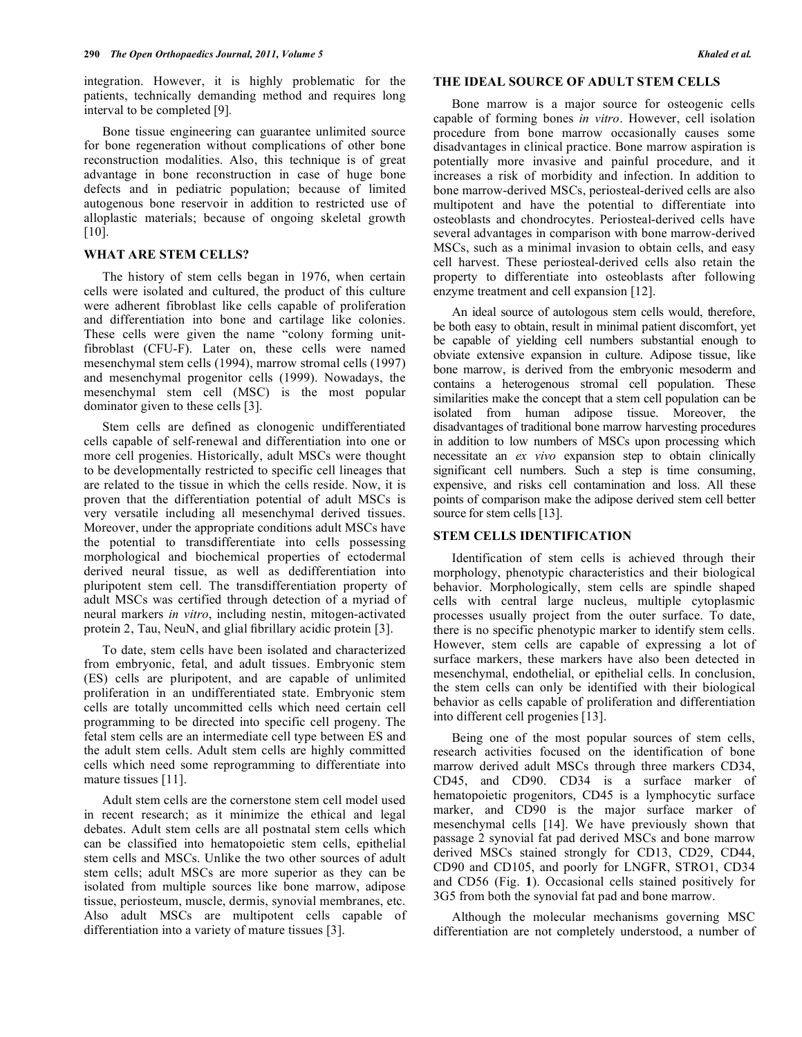integration. However, it is highly problematic for the patients, technically demanding method and requires long interval to be completed [9].

Bone tissue engineering can guarantee unlimited source for bone regeneration without complications of other bone reconstruction modalities. Also, this technique is of great advantage in bone reconstruction in case of huge bone defects and in pediatric population; because of limited autogenous bone reservoir in addition to restricted use of alloplastic materials; because of ongoing skeletal growth [10].

## WHAT ARE STEM CELLS?

The history of stem cells began in 1976, when certain cells were isolated and cultured, the product of this culture were adherent fibroblast like cells capable of proliferation and differentiation into bone and cartilage like colonies. These cells were given the name "colony forming unit-fibroblast (CFU-F). Later on, these cells were named mesenchymal stem cells (1994), marrow stromal cells (1997) and mesenchymal progenitor cells (1999). Nowadays, the mesenchymal stem cell (MSC) is the most popular dominator given to these cells [3].

Stem cells are defined as clonogenic undifferentiated cells capable of self-renewal and differentiation into one or more cell progenies. Historically, adult MSCs were thought to be developmentally restricted to specific cell lineages that are related to the tissue in which the cells reside. Now, it is proven that the differentiation potential of adult MSCs is very versatile including all mesenchymal derived tissues. Moreover, under the appropriate conditions adult MSCs have the potential to transdifferentiate into cells possessing morphological and biochemical properties of ectodermal derived neural tissue, as well as dedifferentiation into pluripotent stem cell. The transdifferentiation property of adult MSCs was certified through detection of a myriad of neural markers *in vitro*, including nestin, mitogen-activated protein 2, Tau, NeuN, and glial fibrillary acidic protein [3].

To date, stem cells have been isolated and characterized from embryonic, fetal, and adult tissues. Embryonic stem (ES) cells are pluripotent, and are capable of unlimited proliferation in an undifferentiated state. Embryonic stem cells are totally uncommitted cells which need certain cell programming to be directed into specific cell progeny. The fetal stem cells are an intermediate cell type between ES and the adult stem cells. Adult stem cells are highly committed cells which need some reprogramming to differentiate into mature tissues [11].

Adult stem cells are the cornerstone stem cell model used in recent research; as it minimize the ethical and legal debates. Adult stem cells are all postnatal stem cells which can be classified into hematopoietic stem cells, epithelial stem cells and MSCs. Unlike the two other sources of adult stem cells; adult MSCs are more superior as they can be isolated from multiple sources like bone marrow, adipose tissue, periosteum, muscle, dermis, synovial membranes, etc. Also adult MSCs are multipotent cells capable of differentiation into a variety of mature tissues [3].

## THE IDEAL SOURCE OF ADULT STEM CELLS

Bone marrow is a major source for osteogenic cells capable of forming bones *in vitro*. However, cell isolation procedure from bone marrow occasionally causes some disadvantages in clinical practice. Bone marrow aspiration is potentially more invasive and painful procedure, and it increases a risk of morbidity and infection. In addition to bone marrow-derived MSCs, periosteal-derived cells are also multipotent and have the potential to differentiate into osteoblasts and chondrocytes. Periosteal-derived cells have several advantages in comparison with bone marrow-derived MSCs, such as a minimal invasion to obtain cells, and easy cell harvest. These periosteal-derived cells also retain the property to differentiate into osteoblasts after following enzyme treatment and cell expansion [12].

An ideal source of autologous stem cells would, therefore, be both easy to obtain, result in minimal patient discomfort, yet be capable of yielding cell numbers substantial enough to obviate extensive expansion in culture. Adipose tissue, like bone marrow, is derived from the embryonic mesoderm and contains a heterogenous stromal cell population. These similarities make the concept that a stem cell population can be isolated from human adipose tissue. Moreover, the disadvantages of traditional bone marrow harvesting procedures in addition to low numbers of MSCs upon processing which necessitate an *ex vivo* expansion step to obtain clinically significant cell numbers. Such a step is time consuming, expensive, and risks cell contamination and loss. All these points of comparison make the adipose derived stem cell better source for stem cells [13].

## STEM CELLS IDENTIFICATION

Identification of stem cells is achieved through their morphology, phenotypic characteristics and their biological behavior. Morphologically, stem cells are spindle shaped cells with central large nucleus, multiple cytoplasmic processes usually project from the outer surface. To date, there is no specific phenotypic marker to identify stem cells. However, stem cells are capable of expressing a lot of surface markers, these markers have also been detected in mesenchymal, endothelial, or epithelial cells. In conclusion, the stem cells can only be identified with their biological behavior as cells capable of proliferation and differentiation into different cell progenies [13].

Being one of the most popular sources of stem cells, research activities focused on the identification of bone marrow derived adult MSCs through three markers CD34, CD45, and CD90. CD34 is a surface marker of hematopoietic progenitors, CD45 is a lymphocytic surface marker, and CD90 is the major surface marker of mesenchymal cells [14]. We have previously shown that passage 2 synovial fat pad derived MSCs and bone marrow derived MSCs stained strongly for CD13, CD29, CD44, CD90 and CD105, and poorly for LNGFR, STRO1, CD34 and CD56 (Fig. **1**). Occasional cells stained positively for 3G5 from both the synovial fat pad and bone marrow.

Although the molecular mechanisms governing MSC differentiation are not completely understood, a number of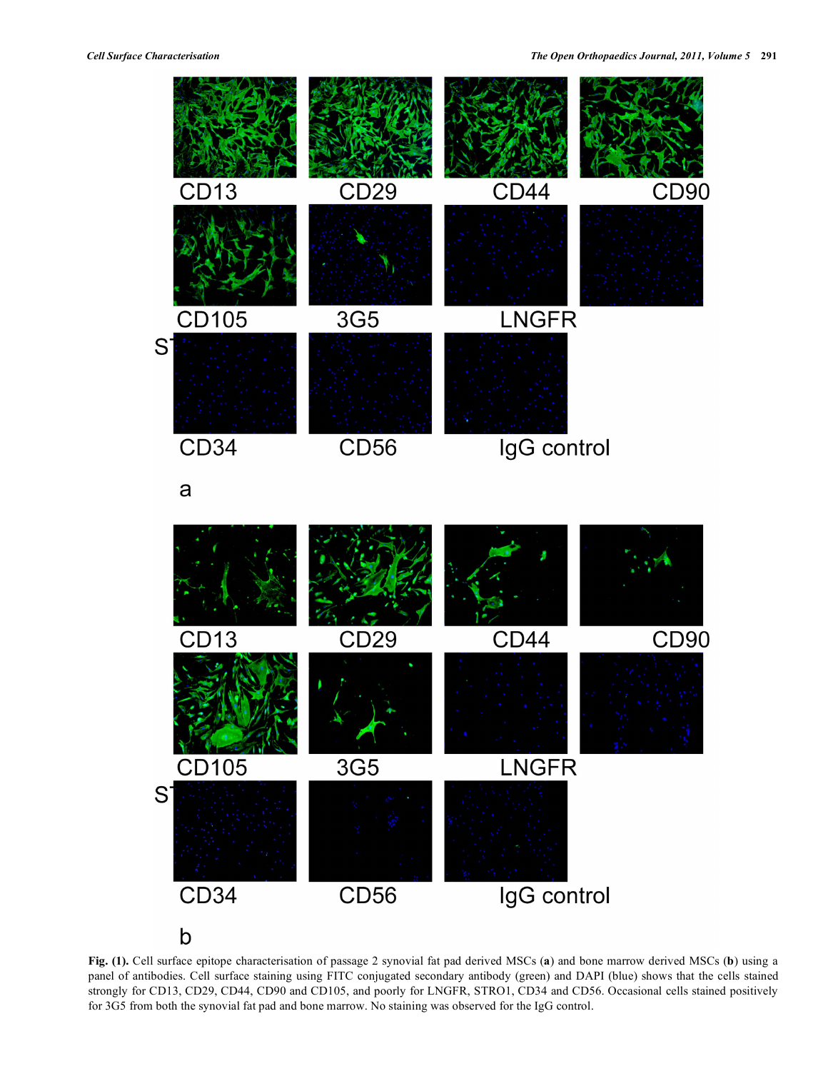**Fig. (1).** Cell surface epitope characterisation of passage 2 synovial fat pad derived MSCs (**a**) and bone marrow derived MSCs (**b**) using a panel of antibodies. Cell surface staining using FITC conjugated secondary antibody (green) and DAPI (blue) shows that the cells stained strongly for CD13, CD29, CD44, CD90 and CD105, and poorly for LNGFR, STRO1, CD34 and CD56. Occasional cells stained positively for 3G5 from both the synovial fat pad and bone marrow. No staining was observed for the IgG control.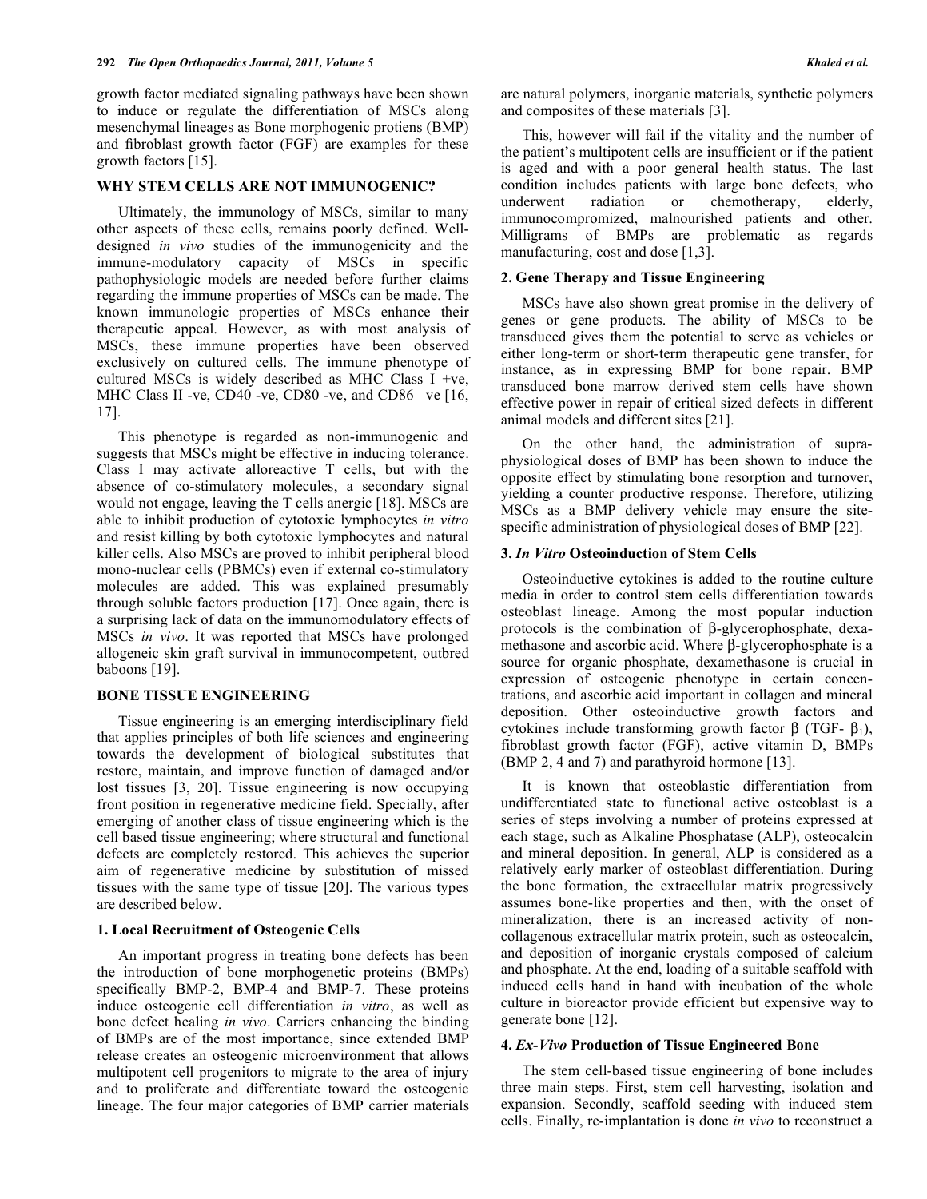growth factor mediated signaling pathways have been shown to induce or regulate the differentiation of MSCs along mesenchymal lineages as Bone morphogenic protiens (BMP) and fibroblast growth factor (FGF) are examples for these growth factors [15].

## WHY STEM CELLS ARE NOT IMMUNOGENIC?

Ultimately, the immunology of MSCs, similar to many other aspects of these cells, remains poorly defined. Well-designed *in vivo* studies of the immunogenicity and the immune-modulatory capacity of MSCs in specific pathophysiologic models are needed before further claims regarding the immune properties of MSCs can be made. The known immunologic properties of MSCs enhance their therapeutic appeal. However, as with most analysis of MSCs, these immune properties have been observed exclusively on cultured cells. The immune phenotype of cultured MSCs is widely described as MHC Class I +ve, MHC Class II -ve, CD40 -ve, CD80 -ve, and CD86 –ve [16, 17].

This phenotype is regarded as non-immunogenic and suggests that MSCs might be effective in inducing tolerance. Class I may activate alloreactive T cells, but with the absence of co-stimulatory molecules, a secondary signal would not engage, leaving the T cells anergic [18]. MSCs are able to inhibit production of cytotoxic lymphocytes *in vitro* and resist killing by both cytotoxic lymphocytes and natural killer cells. Also MSCs are proved to inhibit peripheral blood mono-nuclear cells (PBMCs) even if external co-stimulatory molecules are added. This was explained presumably through soluble factors production [17]. Once again, there is a surprising lack of data on the immunomodulatory effects of MSCs *in vivo*. It was reported that MSCs have prolonged allogeneic skin graft survival in immunocompetent, outbred baboons [19].

## BONE TISSUE ENGINEERING

Tissue engineering is an emerging interdisciplinary field that applies principles of both life sciences and engineering towards the development of biological substitutes that restore, maintain, and improve function of damaged and/or lost tissues [3, 20]. Tissue engineering is now occupying front position in regenerative medicine field. Specially, after emerging of another class of tissue engineering which is the cell based tissue engineering; where structural and functional defects are completely restored. This achieves the superior aim of regenerative medicine by substitution of missed tissues with the same type of tissue [20]. The various types are described below.

### 1. Local Recruitment of Osteogenic Cells

An important progress in treating bone defects has been the introduction of bone morphogenetic proteins (BMPs) specifically BMP-2, BMP-4 and BMP-7. These proteins induce osteogenic cell differentiation *in vitro*, as well as bone defect healing *in vivo*. Carriers enhancing the binding of BMPs are of the most importance, since extended BMP release creates an osteogenic microenvironment that allows multipotent cell progenitors to migrate to the area of injury and to proliferate and differentiate toward the osteogenic lineage. The four major categories of BMP carrier materials are natural polymers, inorganic materials, synthetic polymers and composites of these materials [3].

This, however will fail if the vitality and the number of the patient's multipotent cells are insufficient or if the patient is aged and with a poor general health status. The last condition includes patients with large bone defects, who underwent radiation or chemotherapy, elderly, immunocompromized, malnourished patients and other. Milligrams of BMPs are problematic as regards manufacturing, cost and dose [1,3].

### 2. Gene Therapy and Tissue Engineering

MSCs have also shown great promise in the delivery of genes or gene products. The ability of MSCs to be transduced gives them the potential to serve as vehicles or either long-term or short-term therapeutic gene transfer, for instance, as in expressing BMP for bone repair. BMP transduced bone marrow derived stem cells have shown effective power in repair of critical sized defects in different animal models and different sites [21].

On the other hand, the administration of supra-physiological doses of BMP has been shown to induce the opposite effect by stimulating bone resorption and turnover, yielding a counter productive response. Therefore, utilizing MSCs as a BMP delivery vehicle may ensure the site-specific administration of physiological doses of BMP [22].

### 3. *In Vitro* Osteoinduction of Stem Cells

Osteoinductive cytokines is added to the routine culture media in order to control stem cells differentiation towards osteoblast lineage. Among the most popular induction protocols is the combination of β-glycerophosphate, dexamethasone and ascorbic acid. Where β-glycerophosphate is a source for organic phosphate, dexamethasone is crucial in expression of osteogenic phenotype in certain concentrations, and ascorbic acid important in collagen and mineral deposition. Other osteoinductive growth factors and cytokines include transforming growth factor β (TGF- $\beta_1$), fibroblast growth factor (FGF), active vitamin D, BMPs (BMP 2, 4 and 7) and parathyroid hormone [13].

It is known that osteoblastic differentiation from undifferentiated state to functional active osteoblast is a series of steps involving a number of proteins expressed at each stage, such as Alkaline Phosphatase (ALP), osteocalcin and mineral deposition. In general, ALP is considered as a relatively early marker of osteoblast differentiation. During the bone formation, the extracellular matrix progressively assumes bone-like properties and then, with the onset of mineralization, there is an increased activity of non-collagenous extracellular matrix protein, such as osteocalcin, and deposition of inorganic crystals composed of calcium and phosphate. At the end, loading of a suitable scaffold with induced cells hand in hand with incubation of the whole culture in bioreactor provide efficient but expensive way to generate bone [12].

### 4. *Ex-Vivo* Production of Tissue Engineered Bone

The stem cell-based tissue engineering of bone includes three main steps. First, stem cell harvesting, isolation and expansion. Secondly, scaffold seeding with induced stem cells. Finally, re-implantation is done *in vivo* to reconstruct a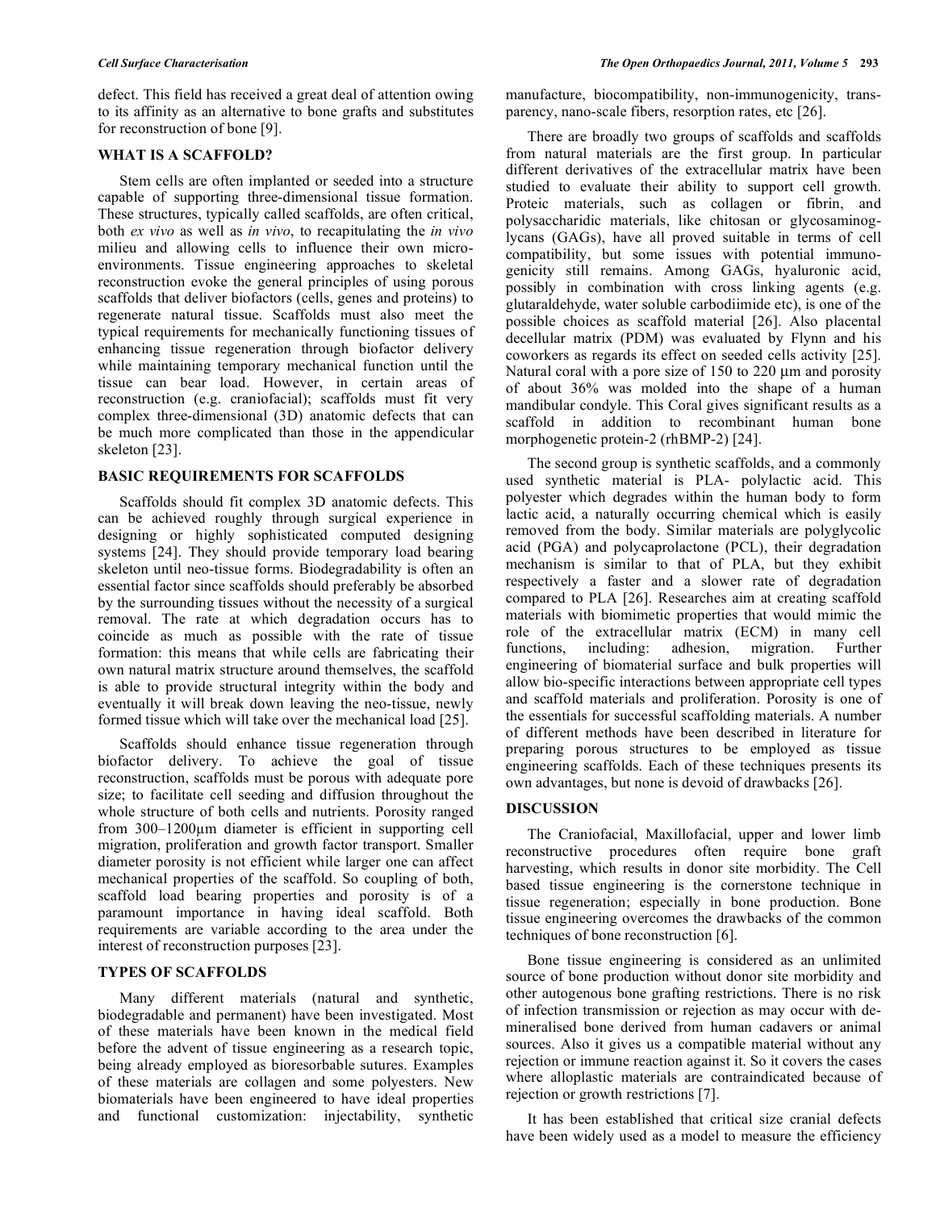defect. This field has received a great deal of attention owing to its affinity as an alternative to bone grafts and substitutes for reconstruction of bone [9].

## WHAT IS A SCAFFOLD?

Stem cells are often implanted or seeded into a structure capable of supporting three-dimensional tissue formation. These structures, typically called scaffolds, are often critical, both *ex vivo* as well as *in vivo*, to recapitulating the *in vivo* milieu and allowing cells to influence their own micro-environments. Tissue engineering approaches to skeletal reconstruction evoke the general principles of using porous scaffolds that deliver biofactors (cells, genes and proteins) to regenerate natural tissue. Scaffolds must also meet the typical requirements for mechanically functioning tissues of enhancing tissue regeneration through biofactor delivery while maintaining temporary mechanical function until the tissue can bear load. However, in certain areas of reconstruction (e.g. craniofacial); scaffolds must fit very complex three-dimensional (3D) anatomic defects that can be much more complicated than those in the appendicular skeleton [23].

## BASIC REQUIREMENTS FOR SCAFFOLDS

Scaffolds should fit complex 3D anatomic defects. This can be achieved roughly through surgical experience in designing or highly sophisticated computed designing systems [24]. They should provide temporary load bearing skeleton until neo-tissue forms. Biodegradability is often an essential factor since scaffolds should preferably be absorbed by the surrounding tissues without the necessity of a surgical removal. The rate at which degradation occurs has to coincide as much as possible with the rate of tissue formation: this means that while cells are fabricating their own natural matrix structure around themselves, the scaffold is able to provide structural integrity within the body and eventually it will break down leaving the neo-tissue, newly formed tissue which will take over the mechanical load [25].

Scaffolds should enhance tissue regeneration through biofactor delivery. To achieve the goal of tissue reconstruction, scaffolds must be porous with adequate pore size; to facilitate cell seeding and diffusion throughout the whole structure of both cells and nutrients. Porosity ranged from 300–1200µm diameter is efficient in supporting cell migration, proliferation and growth factor transport. Smaller diameter porosity is not efficient while larger one can affect mechanical properties of the scaffold. So coupling of both, scaffold load bearing properties and porosity is of a paramount importance in having ideal scaffold. Both requirements are variable according to the area under the interest of reconstruction purposes [23].

## TYPES OF SCAFFOLDS

Many different materials (natural and synthetic, biodegradable and permanent) have been investigated. Most of these materials have been known in the medical field before the advent of tissue engineering as a research topic, being already employed as bioresorbable sutures. Examples of these materials are collagen and some polyesters. New biomaterials have been engineered to have ideal properties and functional customization: injectability, synthetic manufacture, biocompatibility, non-immunogenicity, transparency, nano-scale fibers, resorption rates, etc [26].

There are broadly two groups of scaffolds and scaffolds from natural materials are the first group. In particular different derivatives of the extracellular matrix have been studied to evaluate their ability to support cell growth. Proteic materials, such as collagen or fibrin, and polysaccharidic materials, like chitosan or glycosaminoglycans (GAGs), have all proved suitable in terms of cell compatibility, but some issues with potential immunogenicity still remains. Among GAGs, hyaluronic acid, possibly in combination with cross linking agents (e.g. glutaraldehyde, water soluble carbodiimide etc), is one of the possible choices as scaffold material [26]. Also placental decellular matrix (PDM) was evaluated by Flynn and his coworkers as regards its effect on seeded cells activity [25]. Natural coral with a pore size of 150 to 220 µm and porosity of about 36% was molded into the shape of a human mandibular condyle. This Coral gives significant results as a scaffold in addition to recombinant human bone morphogenetic protein-2 (rhBMP-2) [24].

The second group is synthetic scaffolds, and a commonly used synthetic material is PLA- polylactic acid. This polyester which degrades within the human body to form lactic acid, a naturally occurring chemical which is easily removed from the body. Similar materials are polyglycolic acid (PGA) and polycaprolactone (PCL), their degradation mechanism is similar to that of PLA, but they exhibit respectively a faster and a slower rate of degradation compared to PLA [26]. Researches aim at creating scaffold materials with biomimetic properties that would mimic the role of the extracellular matrix (ECM) in many cell functions, including: adhesion, migration. Further engineering of biomaterial surface and bulk properties will allow bio-specific interactions between appropriate cell types and scaffold materials and proliferation. Porosity is one of the essentials for successful scaffolding materials. A number of different methods have been described in literature for preparing porous structures to be employed as tissue engineering scaffolds. Each of these techniques presents its own advantages, but none is devoid of drawbacks [26].

## DISCUSSION

The Craniofacial, Maxillofacial, upper and lower limb reconstructive procedures often require bone graft harvesting, which results in donor site morbidity. The Cell based tissue engineering is the cornerstone technique in tissue regeneration; especially in bone production. Bone tissue engineering overcomes the drawbacks of the common techniques of bone reconstruction [6].

Bone tissue engineering is considered as an unlimited source of bone production without donor site morbidity and other autogenous bone grafting restrictions. There is no risk of infection transmission or rejection as may occur with demineralised bone derived from human cadavers or animal sources. Also it gives us a compatible material without any rejection or immune reaction against it. So it covers the cases where alloplastic materials are contraindicated because of rejection or growth restrictions [7].

It has been established that critical size cranial defects have been widely used as a model to measure the efficiency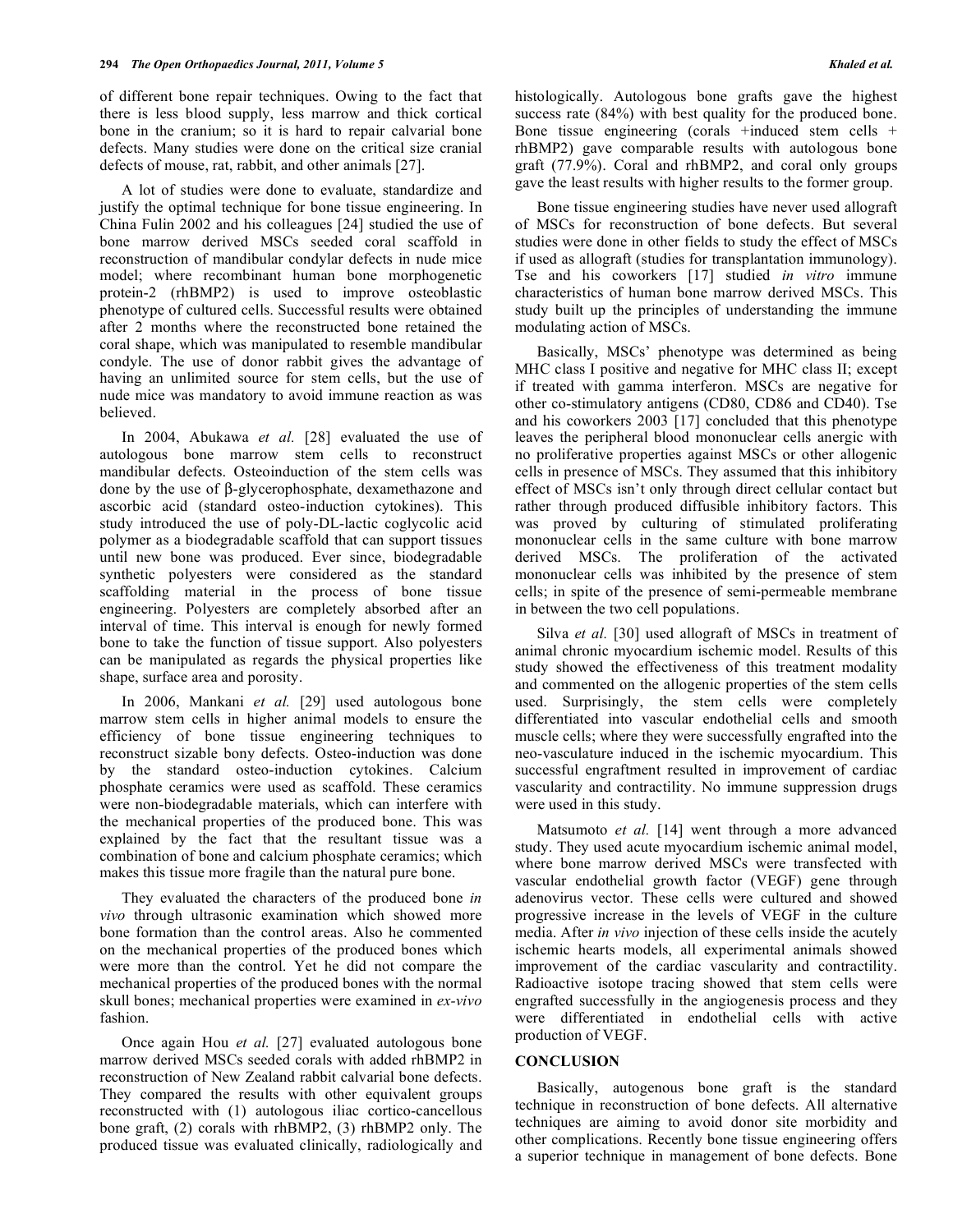of different bone repair techniques. Owing to the fact that there is less blood supply, less marrow and thick cortical bone in the cranium; so it is hard to repair calvarial bone defects. Many studies were done on the critical size cranial defects of mouse, rat, rabbit, and other animals [27].

A lot of studies were done to evaluate, standardize and justify the optimal technique for bone tissue engineering. In China Fulin 2002 and his colleagues [24] studied the use of bone marrow derived MSCs seeded coral scaffold in reconstruction of mandibular condylar defects in nude mice model; where recombinant human bone morphogenetic protein-2 (rhBMP2) is used to improve osteoblastic phenotype of cultured cells. Successful results were obtained after 2 months where the reconstructed bone retained the coral shape, which was manipulated to resemble mandibular condyle. The use of donor rabbit gives the advantage of having an unlimited source for stem cells, but the use of nude mice was mandatory to avoid immune reaction as was believed.

In 2004, Abukawa *et al.* [28] evaluated the use of autologous bone marrow stem cells to reconstruct mandibular defects. Osteoinduction of the stem cells was done by the use of β-glycerophosphate, dexamethazone and ascorbic acid (standard osteo-induction cytokines). This study introduced the use of poly-DL-lactic coglycolic acid polymer as a biodegradable scaffold that can support tissues until new bone was produced. Ever since, biodegradable synthetic polyesters were considered as the standard scaffolding material in the process of bone tissue engineering. Polyesters are completely absorbed after an interval of time. This interval is enough for newly formed bone to take the function of tissue support. Also polyesters can be manipulated as regards the physical properties like shape, surface area and porosity.

In 2006, Mankani *et al.* [29] used autologous bone marrow stem cells in higher animal models to ensure the efficiency of bone tissue engineering techniques to reconstruct sizable bony defects. Osteo-induction was done by the standard osteo-induction cytokines. Calcium phosphate ceramics were used as scaffold. These ceramics were non-biodegradable materials, which can interfere with the mechanical properties of the produced bone. This was explained by the fact that the resultant tissue was a combination of bone and calcium phosphate ceramics; which makes this tissue more fragile than the natural pure bone.

They evaluated the characters of the produced bone *in vivo* through ultrasonic examination which showed more bone formation than the control areas. Also he commented on the mechanical properties of the produced bones which were more than the control. Yet he did not compare the mechanical properties of the produced bones with the normal skull bones; mechanical properties were examined in *ex-vivo* fashion.

Once again Hou *et al.* [27] evaluated autologous bone marrow derived MSCs seeded corals with added rhBMP2 in reconstruction of New Zealand rabbit calvarial bone defects. They compared the results with other equivalent groups reconstructed with (1) autologous iliac cortico-cancellous bone graft, (2) corals with rhBMP2, (3) rhBMP2 only. The produced tissue was evaluated clinically, radiologically and histologically. Autologous bone grafts gave the highest success rate (84%) with best quality for the produced bone. Bone tissue engineering (corals +induced stem cells + rhBMP2) gave comparable results with autologous bone graft (77.9%). Coral and rhBMP2, and coral only groups gave the least results with higher results to the former group.

Bone tissue engineering studies have never used allograft of MSCs for reconstruction of bone defects. But several studies were done in other fields to study the effect of MSCs if used as allograft (studies for transplantation immunology). Tse and his coworkers [17] studied *in vitro* immune characteristics of human bone marrow derived MSCs. This study built up the principles of understanding the immune modulating action of MSCs.

Basically, MSCs' phenotype was determined as being MHC class I positive and negative for MHC class II; except if treated with gamma interferon. MSCs are negative for other co-stimulatory antigens (CD80, CD86 and CD40). Tse and his coworkers 2003 [17] concluded that this phenotype leaves the peripheral blood mononuclear cells anergic with no proliferative properties against MSCs or other allogenic cells in presence of MSCs. They assumed that this inhibitory effect of MSCs isn't only through direct cellular contact but rather through produced diffusible inhibitory factors. This was proved by culturing of stimulated proliferating mononuclear cells in the same culture with bone marrow derived MSCs. The proliferation of the activated mononuclear cells was inhibited by the presence of stem cells; in spite of the presence of semi-permeable membrane in between the two cell populations.

Silva *et al.* [30] used allograft of MSCs in treatment of animal chronic myocardium ischemic model. Results of this study showed the effectiveness of this treatment modality and commented on the allogenic properties of the stem cells used. Surprisingly, the stem cells were completely differentiated into vascular endothelial cells and smooth muscle cells; where they were successfully engrafted into the neo-vasculature induced in the ischemic myocardium. This successful engraftment resulted in improvement of cardiac vascularity and contractility. No immune suppression drugs were used in this study.

Matsumoto *et al.* [14] went through a more advanced study. They used acute myocardium ischemic animal model, where bone marrow derived MSCs were transfected with vascular endothelial growth factor (VEGF) gene through adenovirus vector. These cells were cultured and showed progressive increase in the levels of VEGF in the culture media. After *in vivo* injection of these cells inside the acutely ischemic hearts models, all experimental animals showed improvement of the cardiac vascularity and contractility. Radioactive isotope tracing showed that stem cells were engrafted successfully in the angiogenesis process and they were differentiated in endothelial cells with active production of VEGF.

## CONCLUSION

Basically, autogenous bone graft is the standard technique in reconstruction of bone defects. All alternative techniques are aiming to avoid donor site morbidity and other complications. Recently bone tissue engineering offers a superior technique in management of bone defects. Bone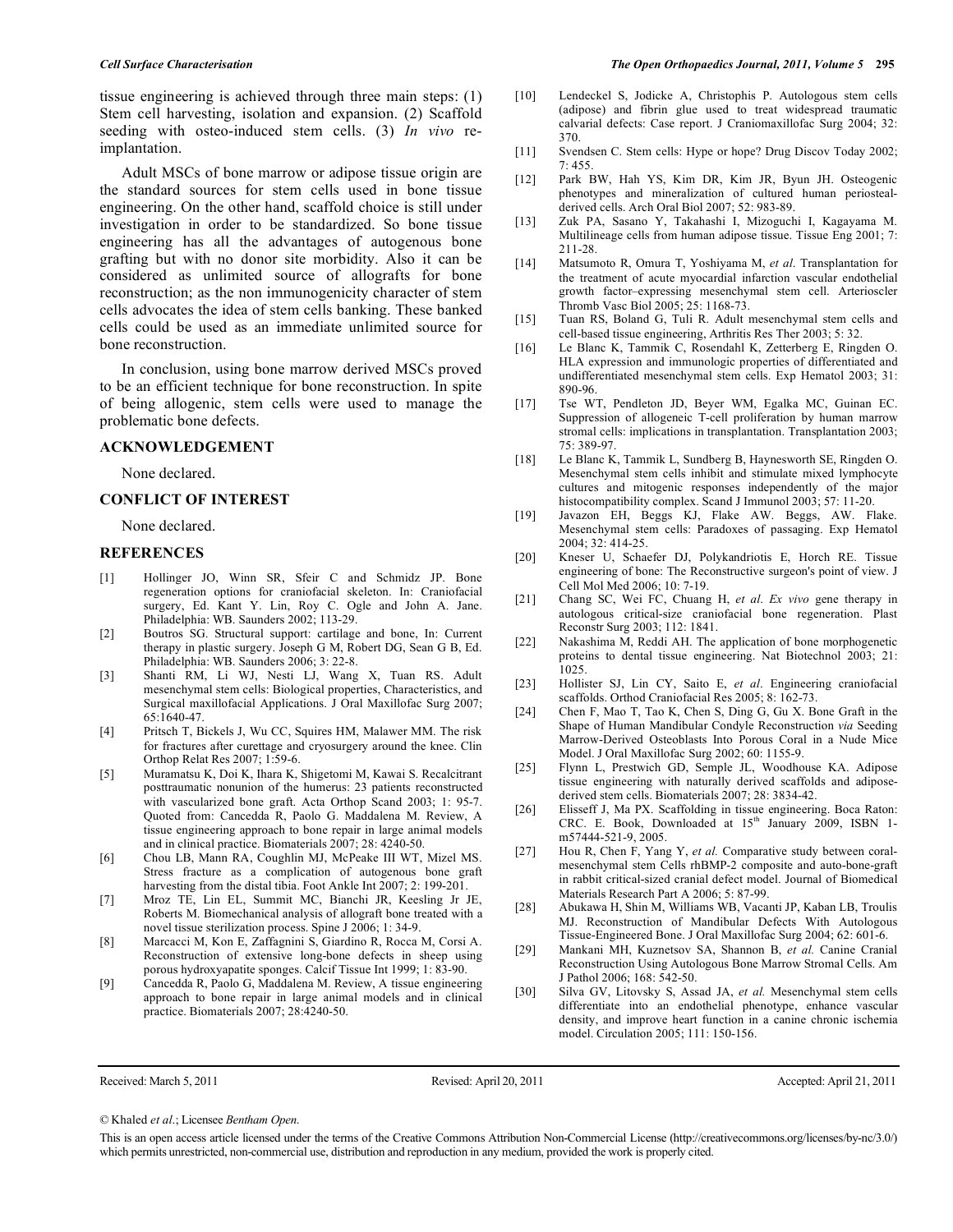tissue engineering is achieved through three main steps: (1) Stem cell harvesting, isolation and expansion. (2) Scaffold seeding with osteo-induced stem cells. (3) *In vivo* re-implantation.

Adult MSCs of bone marrow or adipose tissue origin are the standard sources for stem cells used in bone tissue engineering. On the other hand, scaffold choice is still under investigation in order to be standardized. So bone tissue engineering has all the advantages of autogenous bone grafting but with no donor site morbidity. Also it can be considered as unlimited source of allografts for bone reconstruction; as the non immunogenicity character of stem cells advocates the idea of stem cells banking. These banked cells could be used as an immediate unlimited source for bone reconstruction.

In conclusion, using bone marrow derived MSCs proved to be an efficient technique for bone reconstruction. In spite of being allogenic, stem cells were used to manage the problematic bone defects.

## ACKNOWLEDGEMENT

None declared.

## CONFLICT OF INTEREST

None declared.

## REFERENCES

[1] Hollinger JO, Winn SR, Sfeir C and Schmidz JP. Bone regeneration options for craniofacial skeleton. In: Craniofacial surgery, Ed. Kant Y. Lin, Roy C. Ogle and John A. Jane. Philadelphia: WB. Saunders 2002; 113-29.

[2] Boutros SG. Structural support: cartilage and bone, In: Current therapy in plastic surgery. Joseph G M, Robert DG, Sean G B, Ed. Philadelphia: WB. Saunders 2006; 3: 22-8.

[3] Shanti RM, Li WJ, Nesti LJ, Wang X, Tuan RS. Adult mesenchymal stem cells: Biological properties, Characteristics, and Surgical maxillofacial Applications. J Oral Maxillofac Surg 2007; 65:1640-47.

[4] Pritsch T, Bickels J, Wu CC, Squires HM, Malawer MM. The risk for fractures after curettage and cryosurgery around the knee. Clin Orthop Relat Res 2007; 1:59-6.

[5] Muramatsu K, Doi K, Ihara K, Shigetomi M, Kawai S. Recalcitrant posttraumatic nonunion of the humerus: 23 patients reconstructed with vascularized bone graft. Acta Orthop Scand 2003; 1: 95-7. Quoted from: Cancedda R, Paolo G. Maddalena M. Review, A tissue engineering approach to bone repair in large animal models and in clinical practice. Biomaterials 2007; 28: 4240-50.

[6] Chou LB, Mann RA, Coughlin MJ, McPeake III WT, Mizel MS. Stress fracture as a complication of autogenous bone graft harvesting from the distal tibia. Foot Ankle Int 2007; 2: 199-201.

[7] Mroz TE, Lin EL, Summit MC, Bianchi JR, Keesling Jr JE, Roberts M. Biomechanical analysis of allograft bone treated with a novel tissue sterilization process. Spine J 2006; 1: 34-9.

[8] Marcacci M, Kon E, Zaffagnini S, Giardino R, Rocca M, Corsi A. Reconstruction of extensive long-bone defects in sheep using porous hydroxyapatite sponges. Calcif Tissue Int 1999; 1: 83-90.

[9] Cancedda R, Paolo G, Maddalena M. Review, A tissue engineering approach to bone repair in large animal models and in clinical practice. Biomaterials 2007; 28:4240-50.

[10] Lendeckel S, Jodicke A, Christophis P. Autologous stem cells (adipose) and fibrin glue used to treat widespread traumatic calvarial defects: Case report. J Craniomaxillofac Surg 2004; 32: 370.

[11] Svendsen C. Stem cells: Hype or hope? Drug Discov Today 2002; 7: 455.

[12] Park BW, Hah YS, Kim DR, Kim JR, Byun JH. Osteogenic phenotypes and mineralization of cultured human periosteal-derived cells. Arch Oral Biol 2007; 52: 983-89.

[13] Zuk PA, Sasano Y, Takahashi I, Mizoguchi I, Kagayama M. Multilineage cells from human adipose tissue. Tissue Eng 2001; 7: 211-28.

[14] Matsumoto R, Omura T, Yoshiyama M, *et al*. Transplantation for the treatment of acute myocardial infarction vascular endothelial growth factor–expressing mesenchymal stem cell. Arterioscler Thromb Vasc Biol 2005; 25: 1168-73.

[15] Tuan RS, Boland G, Tuli R. Adult mesenchymal stem cells and cell-based tissue engineering, Arthritis Res Ther 2003; 5: 32.

[16] Le Blanc K, Tammik C, Rosendahl K, Zetterberg E, Ringden O. HLA expression and immunologic properties of differentiated and undifferentiated mesenchymal stem cells. Exp Hematol 2003; 31: 890-96.

[17] Tse WT, Pendleton JD, Beyer WM, Egalka MC, Guinan EC. Suppression of allogeneic T-cell proliferation by human marrow stromal cells: implications in transplantation. Transplantation 2003; 75: 389-97.

[18] Le Blanc K, Tammik L, Sundberg B, Haynesworth SE, Ringden O. Mesenchymal stem cells inhibit and stimulate mixed lymphocyte cultures and mitogenic responses independently of the major histocompatibility complex. Scand J Immunol 2003; 57: 11-20.

[19] Javazon EH, Beggs KJ, Flake AW. Beggs, AW. Flake. Mesenchymal stem cells: Paradoxes of passaging. Exp Hematol 2004; 32: 414-25.

[20] Kneser U, Schaefer DJ, Polykandriotis E, Horch RE. Tissue engineering of bone: The Reconstructive surgeon's point of view. J Cell Mol Med 2006; 10: 7-19.

[21] Chang SC, Wei FC, Chuang H, *et al*. *Ex vivo* gene therapy in autologous critical-size craniofacial bone regeneration. Plast Reconstr Surg 2003; 112: 1841.

[22] Nakashima M, Reddi AH. The application of bone morphogenetic proteins to dental tissue engineering. Nat Biotechnol 2003; 21: 1025.

[23] Hollister SJ, Lin CY, Saito E, *et al*. Engineering craniofacial scaffolds. Orthod Craniofacial Res 2005; 8: 162-73.

[24] Chen F, Mao T, Tao K, Chen S, Ding G, Gu X. Bone Graft in the Shape of Human Mandibular Condyle Reconstruction *via* Seeding Marrow-Derived Osteoblasts Into Porous Coral in a Nude Mice Model. J Oral Maxillofac Surg 2002; 60: 1155-9.

[25] Flynn L, Prestwich GD, Semple JL, Woodhouse KA. Adipose tissue engineering with naturally derived scaffolds and adipose-derived stem cells. Biomaterials 2007; 28: 3834-42.

[26] Elisseff J, Ma PX. Scaffolding in tissue engineering. Boca Raton: CRC. E. Book, Downloaded at 15th January 2009, ISBN 1-m57444-521-9, 2005.

[27] Hou R, Chen F, Yang Y, *et al.* Comparative study between coral-mesenchymal stem Cells rhBMP-2 composite and auto-bone-graft in rabbit critical-sized cranial defect model. Journal of Biomedical Materials Research Part A 2006; 5: 87-99.

[28] Abukawa H, Shin M, Williams WB, Vacanti JP, Kaban LB, Troulis MJ. Reconstruction of Mandibular Defects With Autologous Tissue-Engineered Bone. J Oral Maxillofac Surg 2004; 62: 601-6.

[29] Mankani MH, Kuznetsov SA, Shannon B, *et al.* Canine Cranial Reconstruction Using Autologous Bone Marrow Stromal Cells. Am J Pathol 2006; 168: 542-50.

[30] Silva GV, Litovsky S, Assad JA, *et al.* Mesenchymal stem cells differentiate into an endothelial phenotype, enhance vascular density, and improve heart function in a canine chronic ischemia model. Circulation 2005; 111: 150-156.

Received: March 5, 2011 Revised: April 20, 2011 Accepted: April 21, 2011

© Khaled *et al*.; Licensee *Bentham Open*.

This is an open access article licensed under the terms of the Creative Commons Attribution Non-Commercial License (http://creativecommons.org/licenses/by-nc/3.0/) which permits unrestricted, non-commercial use, distribution and reproduction in any medium, provided the work is properly cited.